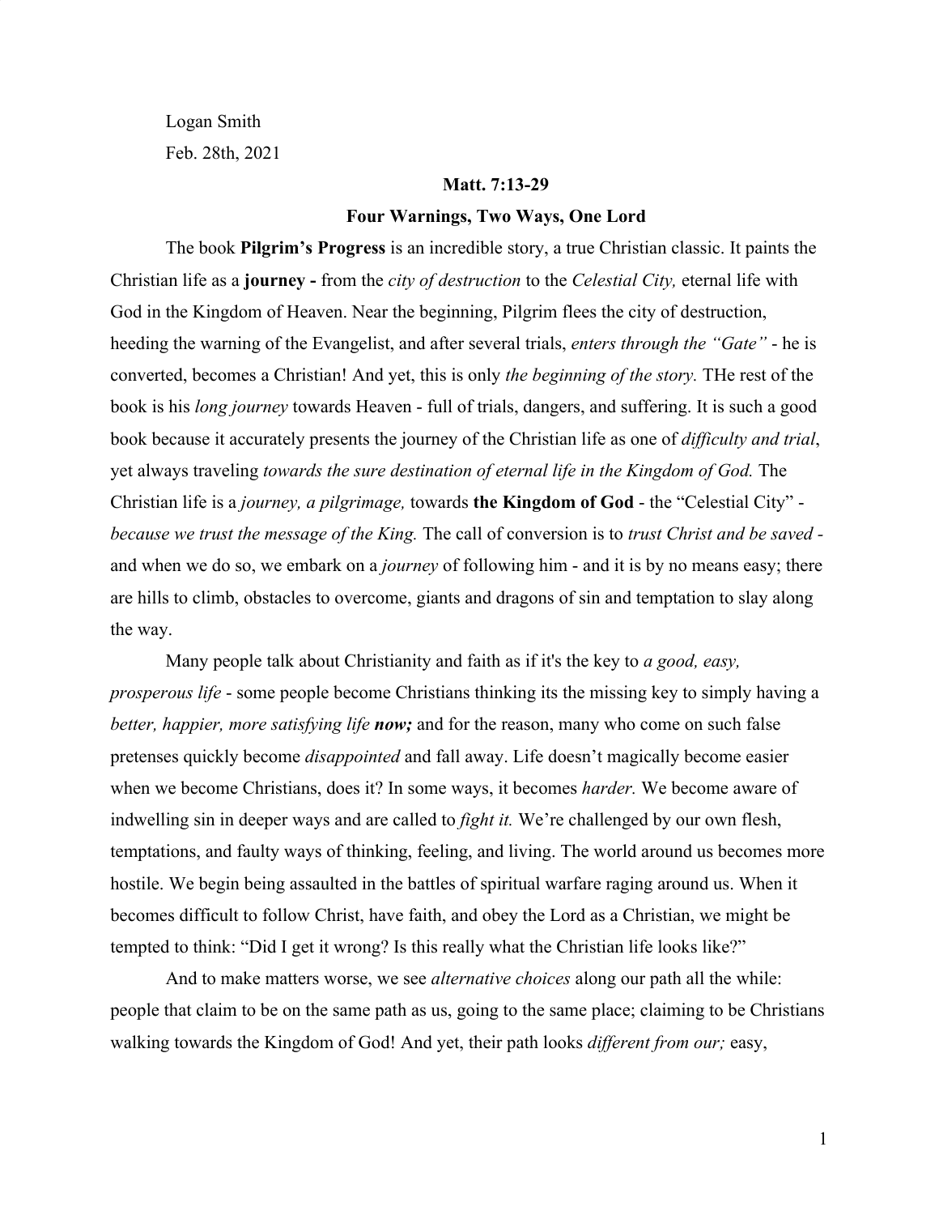Logan Smith

Feb. 28th, 2021

**Matt. 7:13-29**

**Four Warnings, Two Ways, One Lord**

The book **Pilgrim's Progress** is an incredible story, a true Christian classic. It paints the Christian life as a **journey -** from the *city of destruction* to the *Celestial City,* eternal life with God in the Kingdom of Heaven. Near the beginning, Pilgrim flees the city of destruction, heeding the warning of the Evangelist, and after several trials, *enters through the "Gate"* - he is converted, becomes a Christian! And yet, this is only *the beginning of the story.* THe rest of the book is his *long journey* towards Heaven - full of trials, dangers, and suffering. It is such a good book because it accurately presents the journey of the Christian life as one of *difficulty and trial*, yet always traveling *towards the sure destination of eternal life in the Kingdom of God.* The Christian life is a *journey, a pilgrimage,* towards **the Kingdom of God** - the "Celestial City" - *because we trust the message of the King.* The call of conversion is to *trust Christ and be saved* - and when we do so, we embark on a *journey* of following him - and it is by no means easy; there are hills to climb, obstacles to overcome, giants and dragons of sin and temptation to slay along the way.

Many people talk about Christianity and faith as if it's the key to *a good, easy, prosperous life* - some people become Christians thinking its the missing key to simply having a *better, happier, more satisfying life* ***now;*** and for the reason, many who come on such false pretenses quickly become *disappointed* and fall away. Life doesn't magically become easier when we become Christians, does it? In some ways, it becomes *harder.* We become aware of indwelling sin in deeper ways and are called to *fight it.* We're challenged by our own flesh, temptations, and faulty ways of thinking, feeling, and living. The world around us becomes more hostile. We begin being assaulted in the battles of spiritual warfare raging around us. When it becomes difficult to follow Christ, have faith, and obey the Lord as a Christian, we might be tempted to think: "Did I get it wrong? Is this really what the Christian life looks like?"

And to make matters worse, we see *alternative choices* along our path all the while: people that claim to be on the same path as us, going to the same place; claiming to be Christians walking towards the Kingdom of God! And yet, their path looks *different from our;* easy,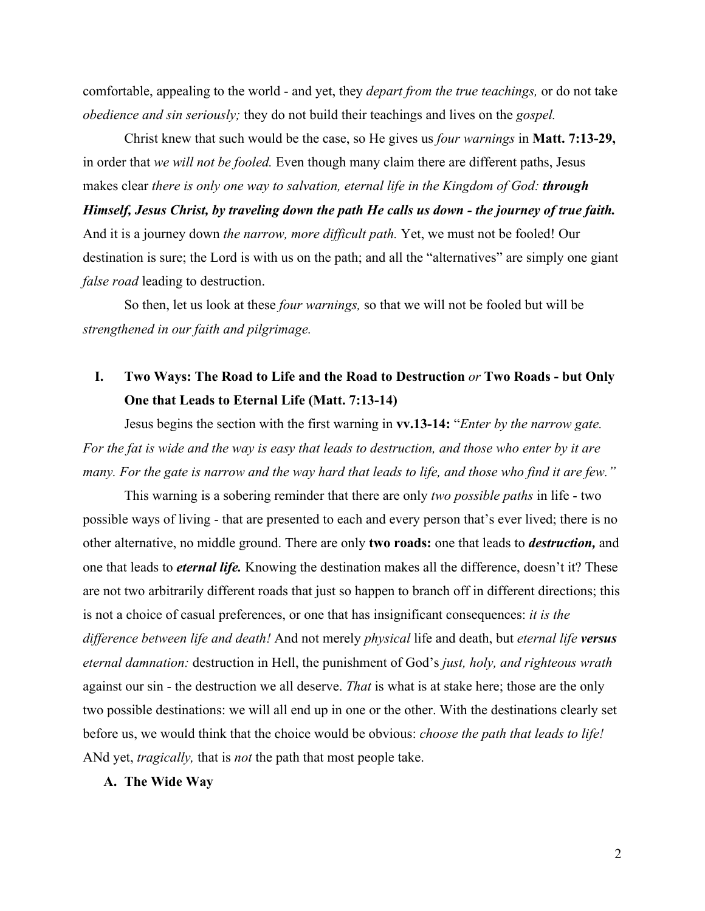comfortable, appealing to the world - and yet, they *depart from the true teachings,* or do not take *obedience and sin seriously;* they do not build their teachings and lives on the *gospel.*

Christ knew that such would be the case, so He gives us *four warnings* in **Matt. 7:13-29,** in order that *we will not be fooled.* Even though many claim there are different paths, Jesus makes clear *there is only one way to salvation, eternal life in the Kingdom of God: **through Himself, Jesus Christ, by traveling down the path He calls us down - the journey of true faith.*** And it is a journey down *the narrow, more difficult path.* Yet, we must not be fooled! Our destination is sure; the Lord is with us on the path; and all the "alternatives" are simply one giant *false road* leading to destruction.

So then, let us look at these *four warnings,* so that we will not be fooled but will be *strengthened in our faith and pilgrimage.*

## I. Two Ways: The Road to Life and the Road to Destruction *or* Two Roads - but Only One that Leads to Eternal Life (Matt. 7:13-14)

Jesus begins the section with the first warning in **vv.13-14:** "*Enter by the narrow gate. For the fat is wide and the way is easy that leads to destruction, and those who enter by it are many. For the gate is narrow and the way hard that leads to life, and those who find it are few."*

This warning is a sobering reminder that there are only *two possible paths* in life - two possible ways of living - that are presented to each and every person that's ever lived; there is no other alternative, no middle ground. There are only **two roads:** one that leads to ***destruction,*** and one that leads to ***eternal life.*** Knowing the destination makes all the difference, doesn't it? These are not two arbitrarily different roads that just so happen to branch off in different directions; this is not a choice of casual preferences, or one that has insignificant consequences: *it is the difference between life and death!* And not merely *physical* life and death, but *eternal life **versus** eternal damnation:* destruction in Hell, the punishment of God's *just, holy, and righteous wrath* against our sin - the destruction we all deserve. *That* is what is at stake here; those are the only two possible destinations: we will all end up in one or the other. With the destinations clearly set before us, we would think that the choice would be obvious: *choose the path that leads to life!* ANd yet, *tragically,* that is *not* the path that most people take.

### A. The Wide Way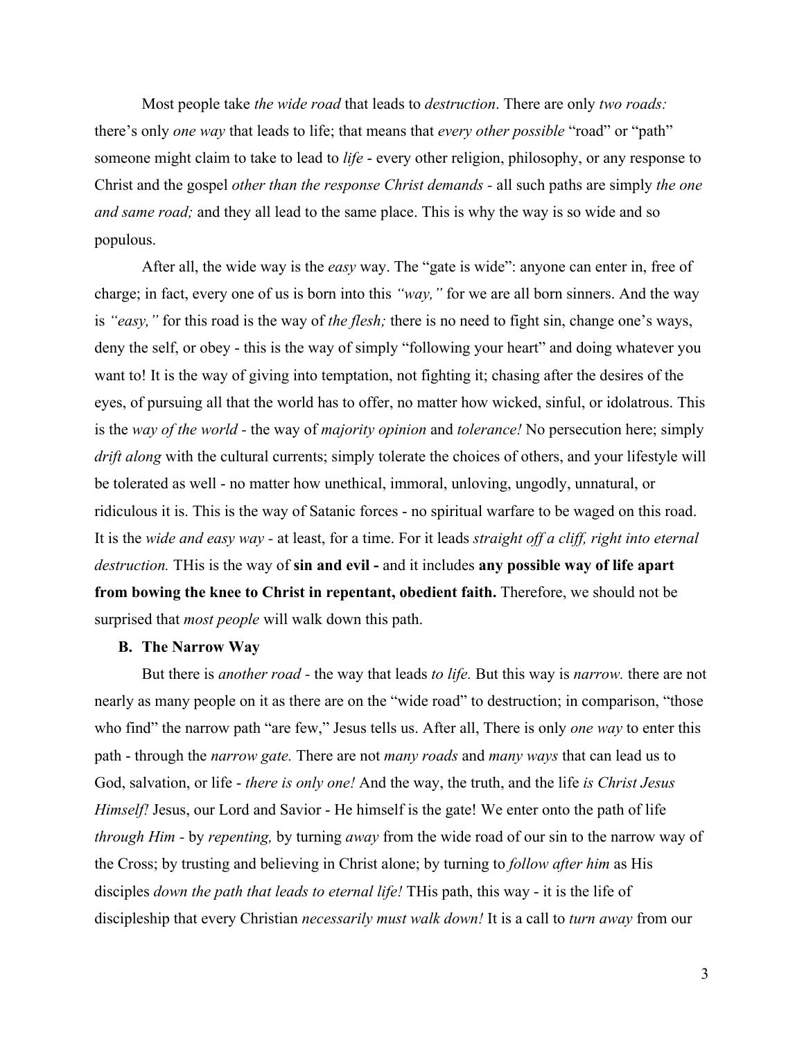Most people take *the wide road* that leads to *destruction*. There are only *two roads:* there's only *one way* that leads to life; that means that *every other possible* "road" or "path" someone might claim to take to lead to *life* - every other religion, philosophy, or any response to Christ and the gospel *other than the response Christ demands* - all such paths are simply *the one and same road;* and they all lead to the same place. This is why the way is so wide and so populous.

After all, the wide way is the *easy* way. The "gate is wide": anyone can enter in, free of charge; in fact, every one of us is born into this *"way,"* for we are all born sinners. And the way is *"easy,"* for this road is the way of *the flesh;* there is no need to fight sin, change one's ways, deny the self, or obey - this is the way of simply "following your heart" and doing whatever you want to! It is the way of giving into temptation, not fighting it; chasing after the desires of the eyes, of pursuing all that the world has to offer, no matter how wicked, sinful, or idolatrous. This is the *way of the world -* the way of *majority opinion* and *tolerance!* No persecution here; simply *drift along* with the cultural currents; simply tolerate the choices of others, and your lifestyle will be tolerated as well - no matter how unethical, immoral, unloving, ungodly, unnatural, or ridiculous it is. This is the way of Satanic forces - no spiritual warfare to be waged on this road. It is the *wide and easy way -* at least, for a time. For it leads *straight off a cliff, right into eternal destruction.* THis is the way of **sin and evil -** and it includes **any possible way of life apart from bowing the knee to Christ in repentant, obedient faith.** Therefore, we should not be surprised that *most people* will walk down this path.

### B. The Narrow Way

But there is *another road -* the way that leads *to life.* But this way is *narrow.* there are not nearly as many people on it as there are on the "wide road" to destruction; in comparison, "those who find" the narrow path "are few," Jesus tells us. After all, There is only *one way* to enter this path - through the *narrow gate.* There are not *many roads* and *many ways* that can lead us to God, salvation, or life - *there is only one!* And the way, the truth, and the life *is Christ Jesus Himself!* Jesus, our Lord and Savior - He himself is the gate! We enter onto the path of life *through Him -* by *repenting,* by turning *away* from the wide road of our sin to the narrow way of the Cross; by trusting and believing in Christ alone; by turning to *follow after him* as His disciples *down the path that leads to eternal life!* THis path, this way - it is the life of discipleship that every Christian *necessarily must walk down!* It is a call to *turn away* from our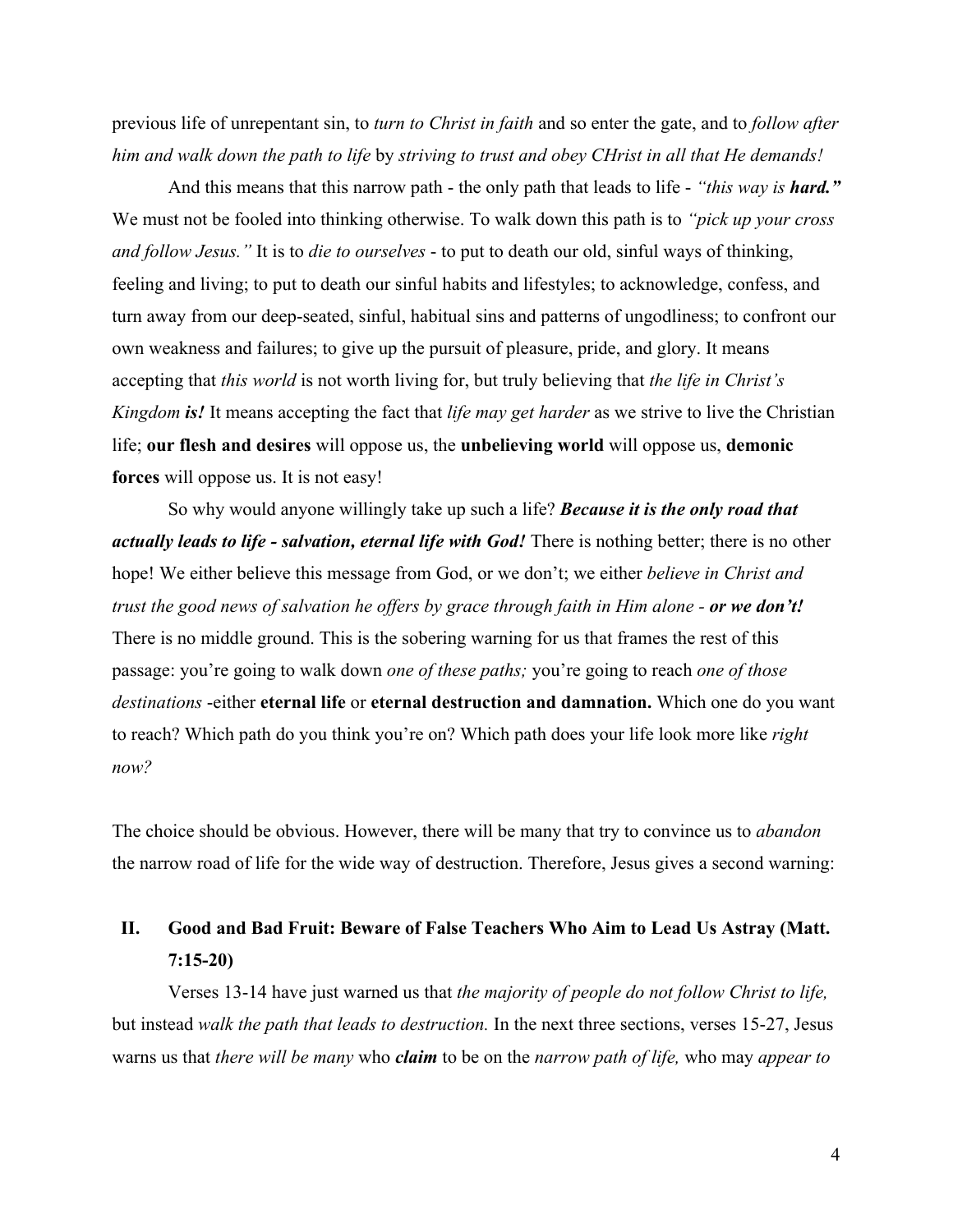previous life of unrepentant sin, to *turn to Christ in faith* and so enter the gate, and to *follow after him and walk down the path to life* by *striving to trust and obey CHrist in all that He demands!*

And this means that this narrow path - the only path that leads to life - *"this way is **hard.**"* We must not be fooled into thinking otherwise. To walk down this path is to *"pick up your cross and follow Jesus."* It is to *die to ourselves* - to put to death our old, sinful ways of thinking, feeling and living; to put to death our sinful habits and lifestyles; to acknowledge, confess, and turn away from our deep-seated, sinful, habitual sins and patterns of ungodliness; to confront our own weakness and failures; to give up the pursuit of pleasure, pride, and glory. It means accepting that *this world* is not worth living for, but truly believing that *the life in Christ's Kingdom **is!*** It means accepting the fact that *life may get harder* as we strive to live the Christian life; **our flesh and desires** will oppose us, the **unbelieving world** will oppose us, **demonic forces** will oppose us. It is not easy!

So why would anyone willingly take up such a life? ***Because it is the only road that actually leads to life - salvation, eternal life with God!*** There is nothing better; there is no other hope! We either believe this message from God, or we don't; we either *believe in Christ and trust the good news of salvation he offers by grace through faith in Him alone - **or we don't!*** There is no middle ground. This is the sobering warning for us that frames the rest of this passage: you're going to walk down *one of these paths;* you're going to reach *one of those destinations* -either **eternal life** or **eternal destruction and damnation.** Which one do you want to reach? Which path do you think you're on? Which path does your life look more like *right now?*

The choice should be obvious. However, there will be many that try to convince us to *abandon* the narrow road of life for the wide way of destruction. Therefore, Jesus gives a second warning:

## II. Good and Bad Fruit: Beware of False Teachers Who Aim to Lead Us Astray (Matt. 7:15-20)

Verses 13-14 have just warned us that *the majority of people do not follow Christ to life,* but instead *walk the path that leads to destruction.* In the next three sections, verses 15-27, Jesus warns us that *there will be many* who ***claim*** to be on the *narrow path of life,* who may *appear to*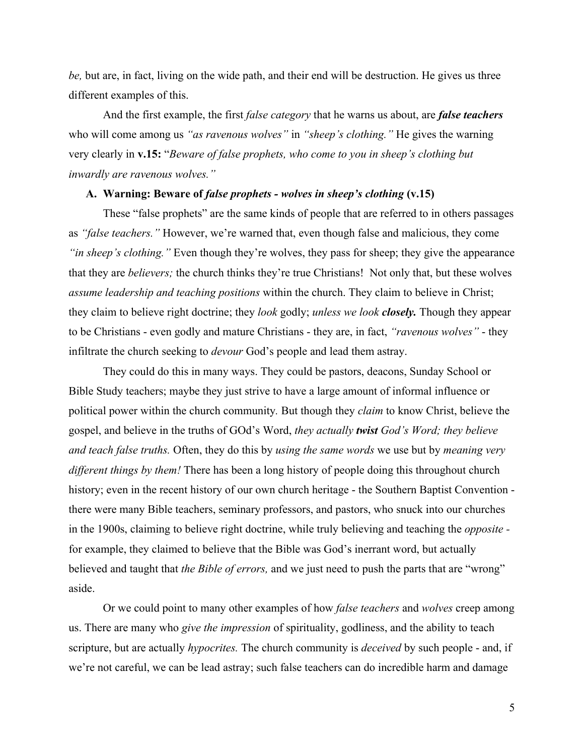*be,* but are, in fact, living on the wide path, and their end will be destruction. He gives us three different examples of this.

And the first example, the first *false category* that he warns us about, are ***false teachers*** who will come among us *"as ravenous wolves"* in *"sheep's clothing."* He gives the warning very clearly in **v.15:** "*Beware of false prophets, who come to you in sheep's clothing but inwardly are ravenous wolves."*

### A. Warning: Beware of *false prophets - wolves in sheep's clothing* (v.15)

These "false prophets" are the same kinds of people that are referred to in others passages as *"false teachers."* However, we're warned that, even though false and malicious, they come *"in sheep's clothing."* Even though they're wolves, they pass for sheep; they give the appearance that they are *believers;* the church thinks they're true Christians! Not only that, but these wolves *assume leadership and teaching positions* within the church. They claim to believe in Christ; they claim to believe right doctrine; they *look* godly; *unless we look **closely.*** Though they appear to be Christians - even godly and mature Christians - they are, in fact, *"ravenous wolves"* - they infiltrate the church seeking to *devour* God's people and lead them astray.

They could do this in many ways. They could be pastors, deacons, Sunday School or Bible Study teachers; maybe they just strive to have a large amount of informal influence or political power within the church community. But though they *claim* to know Christ, believe the gospel, and believe in the truths of GOd's Word, *they actually **twist** God's Word; they believe and teach false truths.* Often, they do this by *using the same words* we use but by *meaning very different things by them!* There has been a long history of people doing this throughout church history; even in the recent history of our own church heritage - the Southern Baptist Convention - there were many Bible teachers, seminary professors, and pastors, who snuck into our churches in the 1900s, claiming to believe right doctrine, while truly believing and teaching the *opposite* - for example, they claimed to believe that the Bible was God's inerrant word, but actually believed and taught that *the Bible of errors,* and we just need to push the parts that are "wrong" aside.

Or we could point to many other examples of how *false teachers* and *wolves* creep among us. There are many who *give the impression* of spirituality, godliness, and the ability to teach scripture, but are actually *hypocrites.* The church community is *deceived* by such people - and, if we're not careful, we can be lead astray; such false teachers can do incredible harm and damage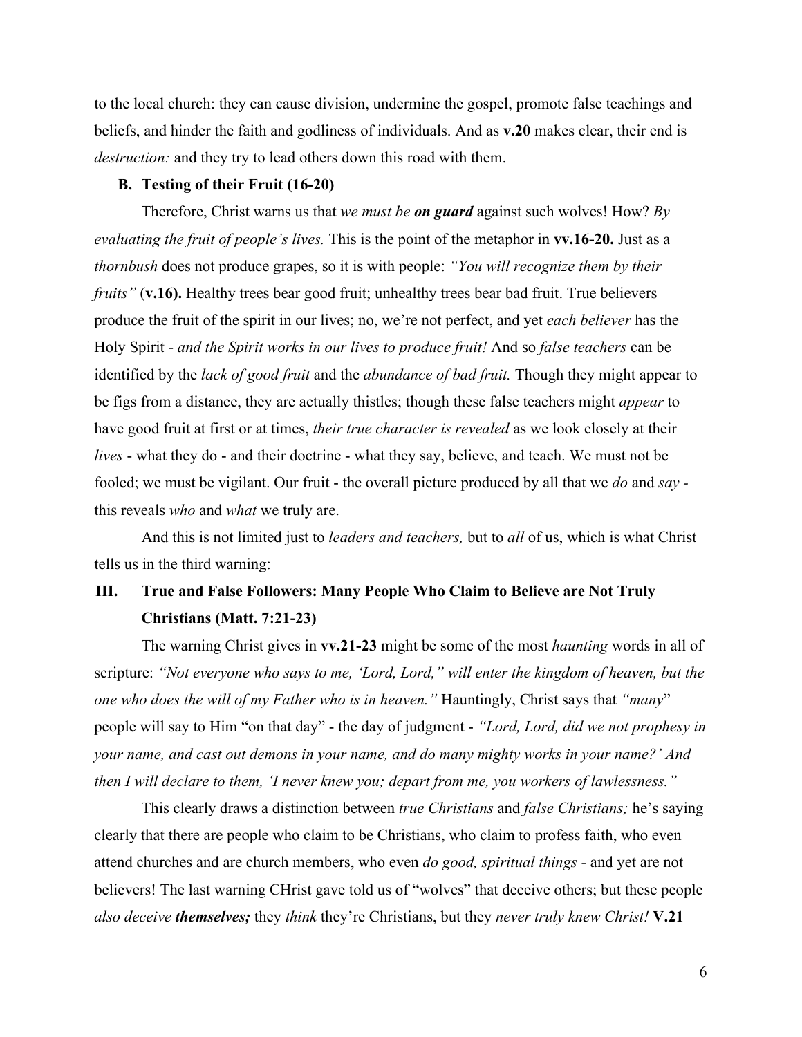to the local church: they can cause division, undermine the gospel, promote false teachings and beliefs, and hinder the faith and godliness of individuals. And as **v.20** makes clear, their end is *destruction:* and they try to lead others down this road with them.

### B. Testing of their Fruit (16-20)

Therefore, Christ warns us that *we must be **on guard*** against such wolves! How? *By evaluating the fruit of people's lives.* This is the point of the metaphor in **vv.16-20.** Just as a *thornbush* does not produce grapes, so it is with people: *"You will recognize them by their fruits"* (**v.16).** Healthy trees bear good fruit; unhealthy trees bear bad fruit. True believers produce the fruit of the spirit in our lives; no, we're not perfect, and yet *each believer* has the Holy Spirit - *and the Spirit works in our lives to produce fruit!* And so *false teachers* can be identified by the *lack of good fruit* and the *abundance of bad fruit.* Though they might appear to be figs from a distance, they are actually thistles; though these false teachers might *appear* to have good fruit at first or at times, *their true character is revealed* as we look closely at their *lives* - what they do - and their doctrine - what they say, believe, and teach. We must not be fooled; we must be vigilant. Our fruit - the overall picture produced by all that we *do* and *say* - this reveals *who* and *what* we truly are.

And this is not limited just to *leaders and teachers,* but to *all* of us, which is what Christ tells us in the third warning:

## III. True and False Followers: Many People Who Claim to Believe are Not Truly Christians (Matt. 7:21-23)

The warning Christ gives in **vv.21-23** might be some of the most *haunting* words in all of scripture: *"Not everyone who says to me, 'Lord, Lord," will enter the kingdom of heaven, but the one who does the will of my Father who is in heaven."* Hauntingly, Christ says that *"many*" people will say to Him "on that day" - the day of judgment - *"Lord, Lord, did we not prophesy in your name, and cast out demons in your name, and do many mighty works in your name?' And then I will declare to them, 'I never knew you; depart from me, you workers of lawlessness."*

This clearly draws a distinction between *true Christians* and *false Christians;* he's saying clearly that there are people who claim to be Christians, who claim to profess faith, who even attend churches and are church members, who even *do good, spiritual things* - and yet are not believers! The last warning CHrist gave told us of "wolves" that deceive others; but these people *also deceive **themselves;*** they *think* they're Christians, but they *never truly knew Christ!* **V.21**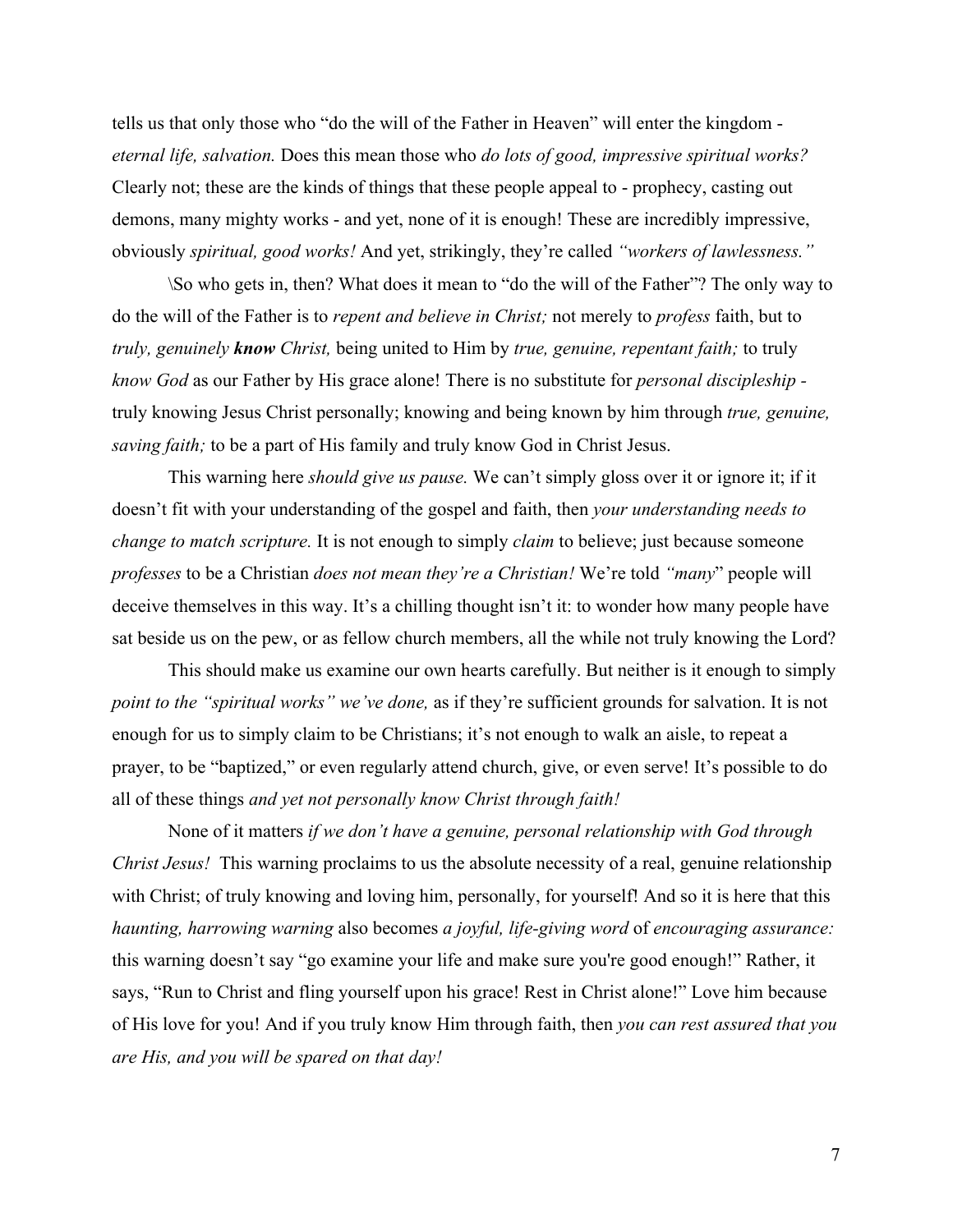tells us that only those who "do the will of the Father in Heaven" will enter the kingdom - *eternal life, salvation.* Does this mean those who *do lots of good, impressive spiritual works?* Clearly not; these are the kinds of things that these people appeal to - prophecy, casting out demons, many mighty works - and yet, none of it is enough! These are incredibly impressive, obviously *spiritual, good works!* And yet, strikingly, they're called *"workers of lawlessness."*

\So who gets in, then? What does it mean to "do the will of the Father"? The only way to do the will of the Father is to *repent and believe in Christ;* not merely to *profess* faith, but to *truly, genuinely **know** Christ,* being united to Him by *true, genuine, repentant faith;* to truly *know God* as our Father by His grace alone! There is no substitute for *personal discipleship* - truly knowing Jesus Christ personally; knowing and being known by him through *true, genuine, saving faith;* to be a part of His family and truly know God in Christ Jesus.

This warning here *should give us pause.* We can't simply gloss over it or ignore it; if it doesn't fit with your understanding of the gospel and faith, then *your understanding needs to change to match scripture.* It is not enough to simply *claim* to believe; just because someone *professes* to be a Christian *does not mean they're a Christian!* We're told *"many"* people will deceive themselves in this way. It's a chilling thought isn't it: to wonder how many people have sat beside us on the pew, or as fellow church members, all the while not truly knowing the Lord?

This should make us examine our own hearts carefully. But neither is it enough to simply *point to the "spiritual works" we've done,* as if they're sufficient grounds for salvation. It is not enough for us to simply claim to be Christians; it's not enough to walk an aisle, to repeat a prayer, to be "baptized," or even regularly attend church, give, or even serve! It's possible to do all of these things *and yet not personally know Christ through faith!*

None of it matters *if we don't have a genuine, personal relationship with God through Christ Jesus!* This warning proclaims to us the absolute necessity of a real, genuine relationship with Christ; of truly knowing and loving him, personally, for yourself! And so it is here that this *haunting, harrowing warning* also becomes *a joyful, life-giving word* of *encouraging assurance:* this warning doesn't say "go examine your life and make sure you're good enough!" Rather, it says, "Run to Christ and fling yourself upon his grace! Rest in Christ alone!" Love him because of His love for you! And if you truly know Him through faith, then *you can rest assured that you are His, and you will be spared on that day!*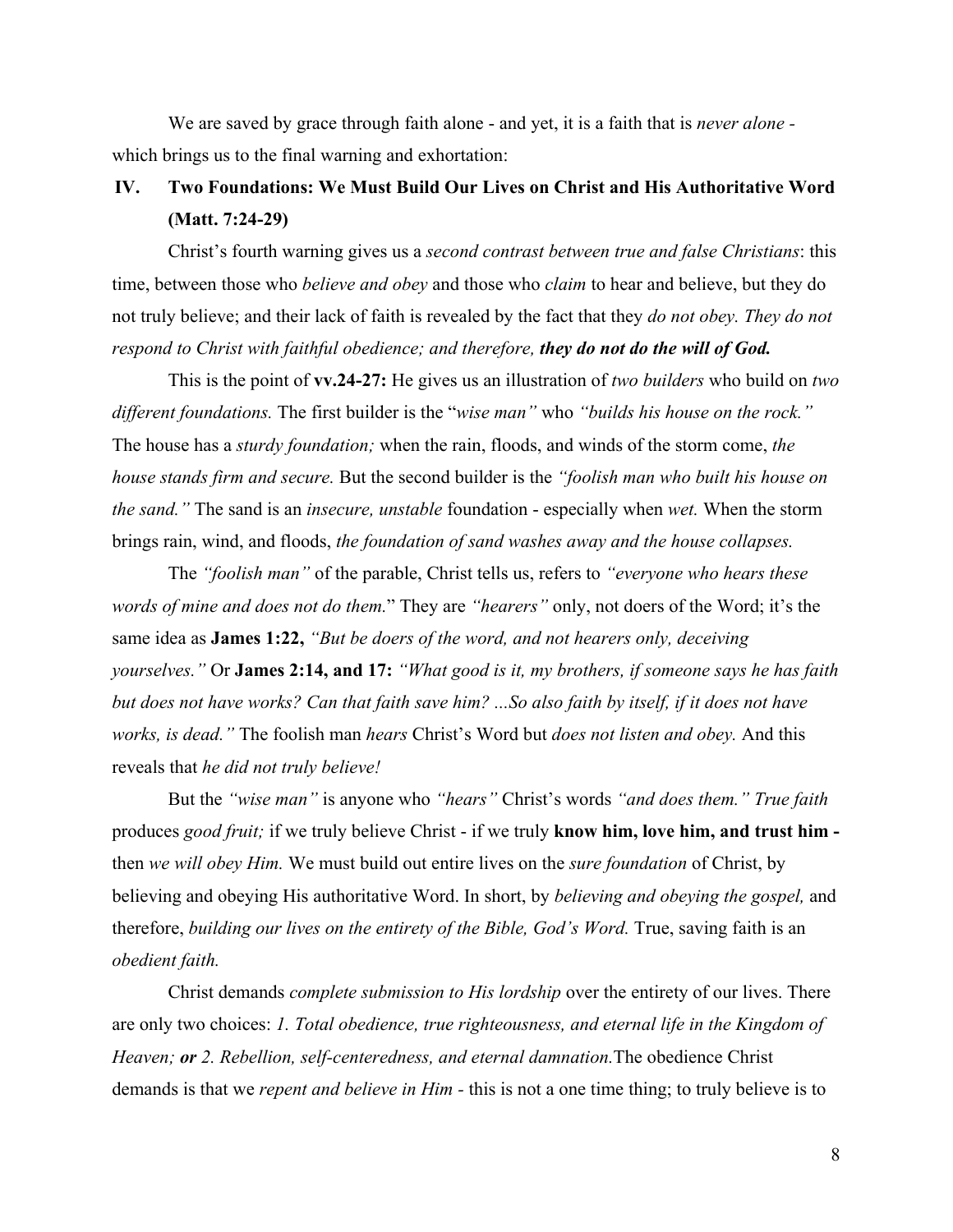We are saved by grace through faith alone - and yet, it is a faith that is *never alone -* which brings us to the final warning and exhortation:

## IV. Two Foundations: We Must Build Our Lives on Christ and His Authoritative Word (Matt. 7:24-29)

Christ's fourth warning gives us a *second contrast between true and false Christians*: this time, between those who *believe and obey* and those who *claim* to hear and believe, but they do not truly believe; and their lack of faith is revealed by the fact that they *do not obey. They do not respond to Christ with faithful obedience; and therefore,* ***they do not do the will of God.***

This is the point of **vv.24-27:** He gives us an illustration of *two builders* who build on *two different foundations.* The first builder is the "*wise man"* who *"builds his house on the rock."* The house has a *sturdy foundation;* when the rain, floods, and winds of the storm come, *the house stands firm and secure.* But the second builder is the *"foolish man who built his house on the sand."* The sand is an *insecure, unstable* foundation - especially when *wet.* When the storm brings rain, wind, and floods, *the foundation of sand washes away and the house collapses.*

The *"foolish man"* of the parable, Christ tells us, refers to *"everyone who hears these words of mine and does not do them.*" They are *"hearers"* only, not doers of the Word; it's the same idea as **James 1:22,** *"But be doers of the word, and not hearers only, deceiving yourselves."* Or **James 2:14, and 17:** *"What good is it, my brothers, if someone says he has faith but does not have works? Can that faith save him? ...So also faith by itself, if it does not have works, is dead."* The foolish man *hears* Christ's Word but *does not listen and obey.* And this reveals that *he did not truly believe!*

But the *"wise man"* is anyone who *"hears"* Christ's words *"and does them." True faith* produces *good fruit;* if we truly believe Christ - if we truly **know him, love him, and trust him -** then *we will obey Him.* We must build out entire lives on the *sure foundation* of Christ, by believing and obeying His authoritative Word. In short, by *believing and obeying the gospel,* and therefore, *building our lives on the entirety of the Bible, God's Word.* True, saving faith is an *obedient faith.*

Christ demands *complete submission to His lordship* over the entirety of our lives. There are only two choices: *1. Total obedience, true righteousness, and eternal life in the Kingdom of Heaven;* ***or*** *2. Rebellion, self-centeredness, and eternal damnation.*The obedience Christ demands is that we *repent and believe in Him -* this is not a one time thing; to truly believe is to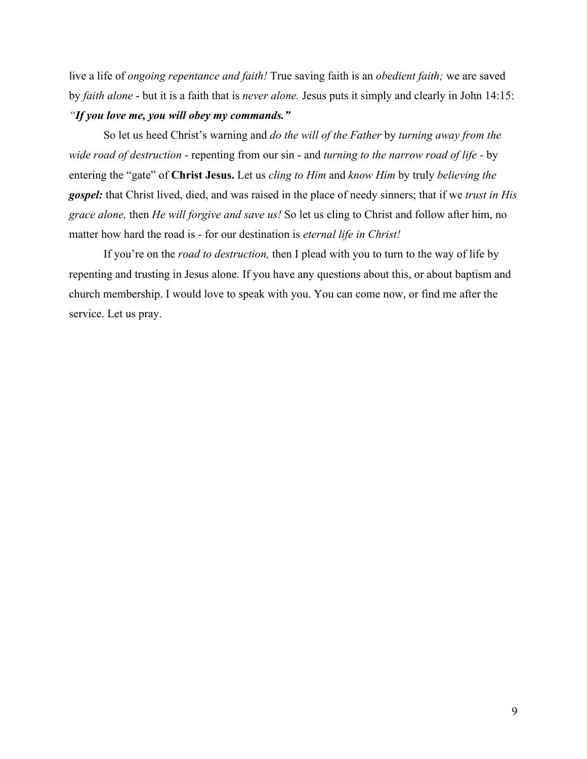live a life of *ongoing repentance and faith!* True saving faith is an *obedient faith;* we are saved by *faith alone* - but it is a faith that is *never alone.* Jesus puts it simply and clearly in John 14:15: ***"If you love me, you will obey my commands."***

So let us heed Christ's warning and *do the will of the Father* by *turning away from the wide road of destruction* - repenting from our sin - and *turning to the narrow road of life* - by entering the "gate" of **Christ Jesus.** Let us *cling to Him* and *know Him* by truly *believing the* ***gospel:*** that Christ lived, died, and was raised in the place of needy sinners; that if we *trust in His grace alone,* then *He will forgive and save us!* So let us cling to Christ and follow after him, no matter how hard the road is - for our destination is *eternal life in Christ!*

If you're on the *road to destruction,* then I plead with you to turn to the way of life by repenting and trusting in Jesus alone. If you have any questions about this, or about baptism and church membership. I would love to speak with you. You can come now, or find me after the service. Let us pray.